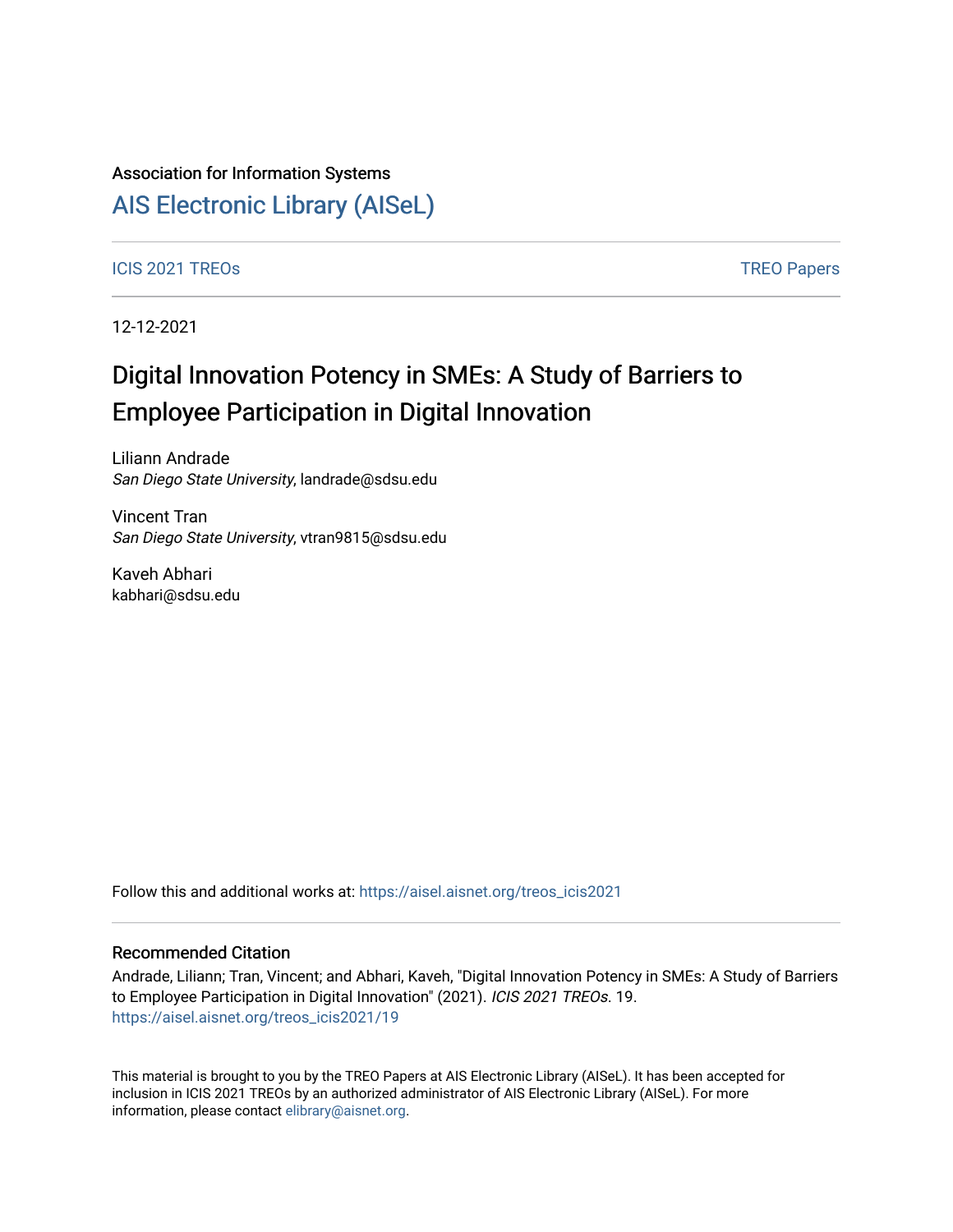Association for Information Systems

# AIS Electronic Library (AISeL)

ICIS 2021 TREOs

TREO Papers

12-12-2021

## Digital Innovation Potency in SMEs: A Study of Barriers to Employee Participation in Digital Innovation

Liliann Andrade
*San Diego State University*, landrade@sdsu.edu

Vincent Tran
*San Diego State University*, vtran9815@sdsu.edu

Kaveh Abhari
kabhari@sdsu.edu

Follow this and additional works at: https://aisel.aisnet.org/treos_icis2021

### Recommended Citation

Andrade, Liliann; Tran, Vincent; and Abhari, Kaveh, "Digital Innovation Potency in SMEs: A Study of Barriers to Employee Participation in Digital Innovation" (2021). *ICIS 2021 TREOs*. 19.
https://aisel.aisnet.org/treos_icis2021/19

This material is brought to you by the TREO Papers at AIS Electronic Library (AISeL). It has been accepted for inclusion in ICIS 2021 TREOs by an authorized administrator of AIS Electronic Library (AISeL). For more information, please contact elibrary@aisnet.org.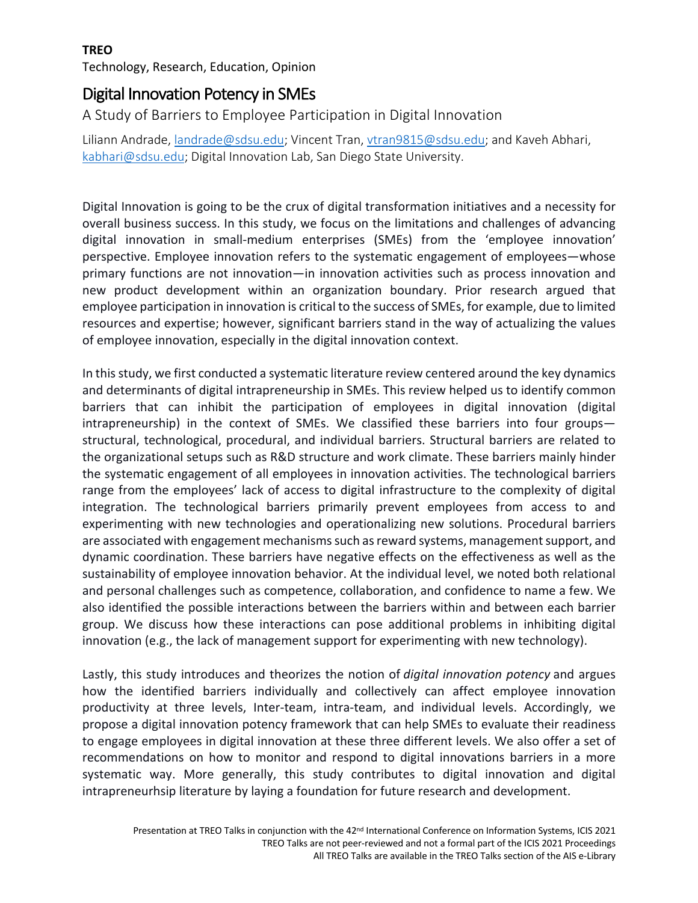**TREO**

Technology, Research, Education, Opinion

# Digital Innovation Potency in SMEs

## A Study of Barriers to Employee Participation in Digital Innovation

Liliann Andrade, landrade@sdsu.edu; Vincent Tran, vtran9815@sdsu.edu; and Kaveh Abhari, kabhari@sdsu.edu; Digital Innovation Lab, San Diego State University.

Digital Innovation is going to be the crux of digital transformation initiatives and a necessity for overall business success. In this study, we focus on the limitations and challenges of advancing digital innovation in small-medium enterprises (SMEs) from the 'employee innovation' perspective. Employee innovation refers to the systematic engagement of employees—whose primary functions are not innovation—in innovation activities such as process innovation and new product development within an organization boundary. Prior research argued that employee participation in innovation is critical to the success of SMEs, for example, due to limited resources and expertise; however, significant barriers stand in the way of actualizing the values of employee innovation, especially in the digital innovation context.

In this study, we first conducted a systematic literature review centered around the key dynamics and determinants of digital intrapreneurship in SMEs. This review helped us to identify common barriers that can inhibit the participation of employees in digital innovation (digital intrapreneurship) in the context of SMEs. We classified these barriers into four groups—structural, technological, procedural, and individual barriers. Structural barriers are related to the organizational setups such as R&D structure and work climate. These barriers mainly hinder the systematic engagement of all employees in innovation activities. The technological barriers range from the employees' lack of access to digital infrastructure to the complexity of digital integration. The technological barriers primarily prevent employees from access to and experimenting with new technologies and operationalizing new solutions. Procedural barriers are associated with engagement mechanisms such as reward systems, management support, and dynamic coordination. These barriers have negative effects on the effectiveness as well as the sustainability of employee innovation behavior. At the individual level, we noted both relational and personal challenges such as competence, collaboration, and confidence to name a few. We also identified the possible interactions between the barriers within and between each barrier group. We discuss how these interactions can pose additional problems in inhibiting digital innovation (e.g., the lack of management support for experimenting with new technology).

Lastly, this study introduces and theorizes the notion of *digital innovation potency* and argues how the identified barriers individually and collectively can affect employee innovation productivity at three levels, Inter-team, intra-team, and individual levels. Accordingly, we propose a digital innovation potency framework that can help SMEs to evaluate their readiness to engage employees in digital innovation at these three different levels. We also offer a set of recommendations on how to monitor and respond to digital innovations barriers in a more systematic way. More generally, this study contributes to digital innovation and digital intrapreneurhsip literature by laying a foundation for future research and development.

Presentation at TREO Talks in conjunction with the 42nd International Conference on Information Systems, ICIS 2021
TREO Talks are not peer-reviewed and not a formal part of the ICIS 2021 Proceedings
All TREO Talks are available in the TREO Talks section of the AIS e-Library